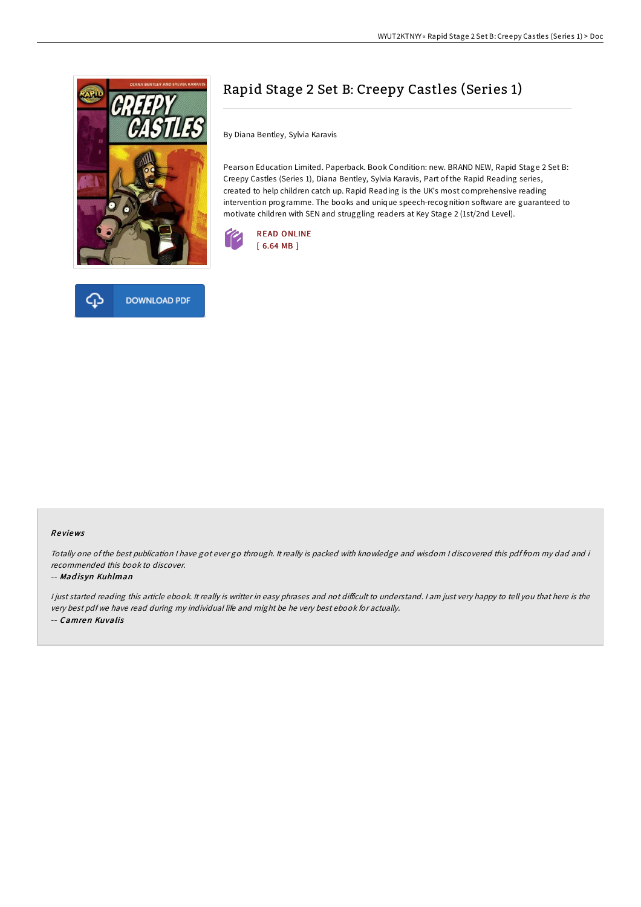# Rapid Stage 2 Set B: Creepy Castles (Series 1)

By Diana Bentley, Sylvia Karavis

Pearson Education Limited. Paperback. Book Condition: new. BRAND NEW, Rapid Stage 2 Set B: Creepy Castles (Series 1), Diana Bentley, Sylvia Karavis, Part of the Rapid Reading series, created to help children catch up. Rapid Reading is the UK's most comprehensive reading intervention programme. The books and unique speech-recognition software are guaranteed to motivate children with SEN and struggling readers at Key Stage 2 (1st/2nd Level).

READ ONLINE
[ 6.64 MB ]

DOWNLOAD PDF

## Reviews

*Totally one of the best publication I have got ever go through. It really is packed with knowledge and wisdom I discovered this pdf from my dad and i recommended this book to discover.*

-- ***Madisyn Kuhlman***

*I just started reading this article ebook. It really is writter in easy phrases and not difficult to understand. I am just very happy to tell you that here is the very best pdf we have read during my individual life and might be he very best ebook for actually.*

-- ***Camren Kuvalis***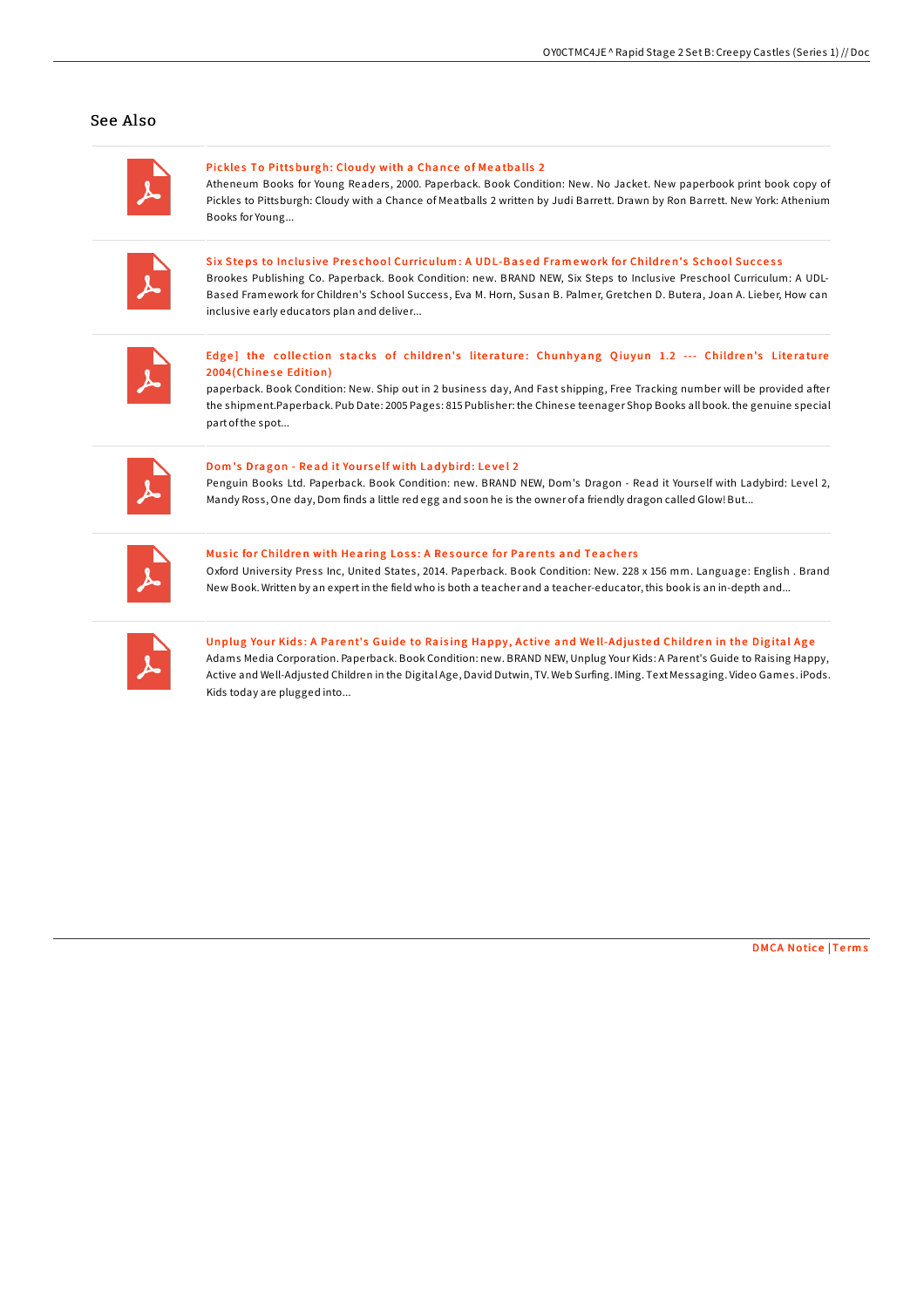## See Also

### Pickles To Pittsburgh: Cloudy with a Chance of Meatballs 2

Atheneum Books for Young Readers, 2000. Paperback. Book Condition: New. No Jacket. New paperbook print book copy of Pickles to Pittsburgh: Cloudy with a Chance of Meatballs 2 written by Judi Barrett. Drawn by Ron Barrett. New York: Athenium Books for Young...

### Six Steps to Inclusive Preschool Curriculum: A UDL-Based Framework for Children's School Success

Brookes Publishing Co. Paperback. Book Condition: new. BRAND NEW, Six Steps to Inclusive Preschool Curriculum: A UDL-Based Framework for Children's School Success, Eva M. Horn, Susan B. Palmer, Gretchen D. Butera, Joan A. Lieber, How can inclusive early educators plan and deliver...

### Edge] the collection stacks of children's literature: Chunhyang Qiuyun 1.2 --- Children's Literature 2004(Chinese Edition)

paperback. Book Condition: New. Ship out in 2 business day, And Fast shipping, Free Tracking number will be provided after the shipment.Paperback. Pub Date: 2005 Pages: 815 Publisher: the Chinese teenager Shop Books all book. the genuine special part of the spot...

### Dom's Dragon - Read it Yourself with Ladybird: Level 2

Penguin Books Ltd. Paperback. Book Condition: new. BRAND NEW, Dom's Dragon - Read it Yourself with Ladybird: Level 2, Mandy Ross, One day, Dom finds a little red egg and soon he is the owner of a friendly dragon called Glow! But...

### Music for Children with Hearing Loss: A Resource for Parents and Teachers

Oxford University Press Inc, United States, 2014. Paperback. Book Condition: New. 228 x 156 mm. Language: English . Brand New Book. Written by an expert in the field who is both a teacher and a teacher-educator, this book is an in-depth and...

### Unplug Your Kids: A Parent's Guide to Raising Happy, Active and Well-Adjusted Children in the Digital Age

Adams Media Corporation. Paperback. Book Condition: new. BRAND NEW, Unplug Your Kids: A Parent's Guide to Raising Happy, Active and Well-Adjusted Children in the Digital Age, David Dutwin, TV. Web Surfing. IMing. Text Messaging. Video Games. iPods. Kids today are plugged into...